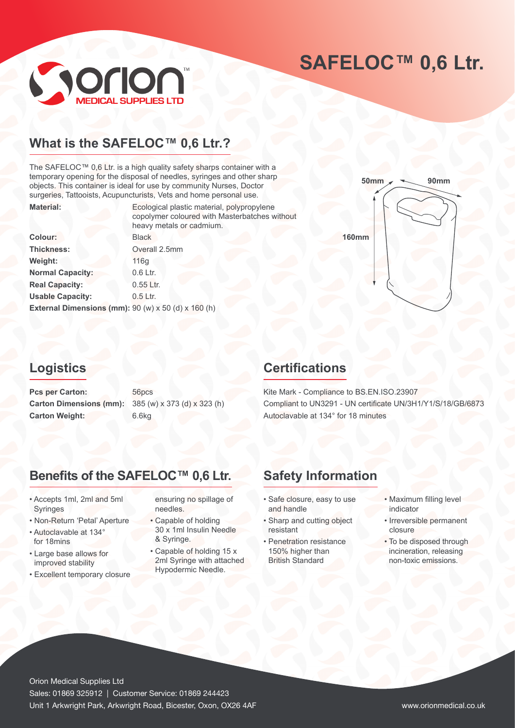# SAFELOC™ 0,6 Ltr.

## What is the SAFELOC™ 0,6 Ltr.?

The SAFELOC™ 0,6 Ltr. is a high quality safety sharps container with a temporary opening for the disposal of needles, syringes and other sharp objects. This container is ideal for use by community Nurses, Doctor surgeries, Tattooists, Acupuncturists, Vets and home personal use.

| | |
|---|---|
| **Material:** | Ecological plastic material, polypropylene copolymer coloured with Masterbatches without heavy metals or cadmium. |
| **Colour:** | Black |
| **Thickness:** | Overall 2.5mm |
| **Weight:** | 116g |
| **Normal Capacity:** | 0.6 Ltr. |
| **Real Capacity:** | 0.55 Ltr. |
| **Usable Capacity:** | 0.5 Ltr. |
| **External Dimensions (mm):** | 90 (w) x 50 (d) x 160 (h) |

50mm 90mm 160mm

## Logistics

| | |
|---|---|
| **Pcs per Carton:** | 56pcs |
| **Carton Dimensions (mm):** | 385 (w) x 373 (d) x 323 (h) |
| **Carton Weight:** | 6.6kg |

## Certifications

Kite Mark - Compliance to BS.EN.ISO.23907
Compliant to UN3291 - UN certificate UN/3H1/Y1/S/18/GB/6873
Autoclavable at 134° for 18 minutes

## Benefits of the SAFELOC™ 0,6 Ltr.

- Accepts 1ml, 2ml and 5ml Syringes
- Non-Return 'Petal' Aperture
- Autoclavable at 134° for 18mins
- Large base allows for improved stability
- Excellent temporary closure ensuring no spillage of needles.
- Capable of holding 30 x 1ml Insulin Needle & Syringe.
- Capable of holding 15 x 2ml Syringe with attached Hypodermic Needle.

## Safety Information

- Safe closure, easy to use and handle
- Sharp and cutting object resistant
- Penetration resistance 150% higher than British Standard
- Maximum filling level indicator
- Irreversible permanent closure
- To be disposed through incineration, releasing non-toxic emissions.

Orion Medical Supplies Ltd
Sales: 01869 325912 | Customer Service: 01869 244423
Unit 1 Arkwright Park, Arkwright Road, Bicester, Oxon, OX26 4AF
www.orionmedical.co.uk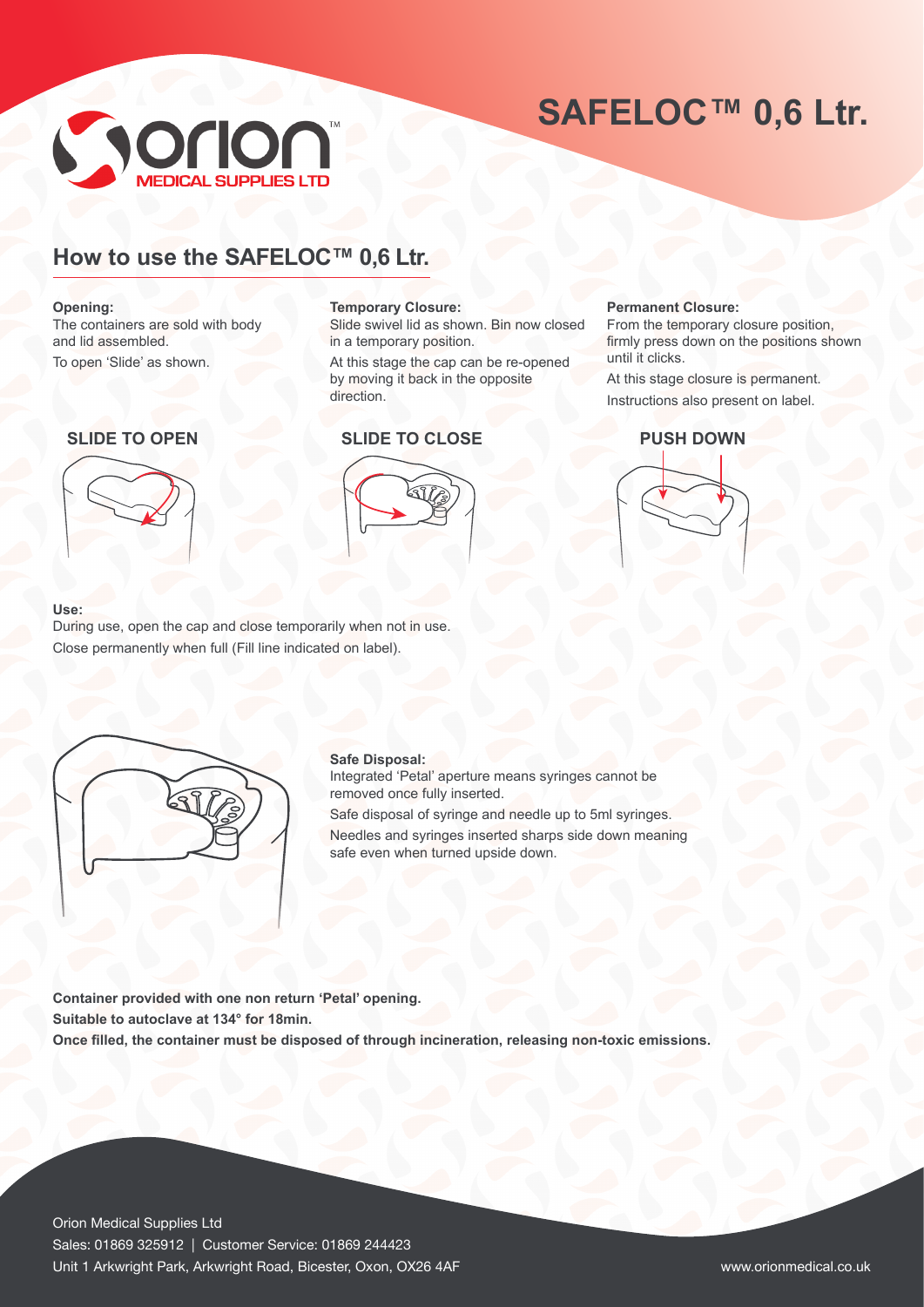# SAFELOC™ 0,6 Ltr.

Orion MEDICAL SUPPLIES LTD

## How to use the SAFELOC™ 0,6 Ltr.

**Opening:**
The containers are sold with body and lid assembled.

To open 'Slide' as shown.

**SLIDE TO OPEN**

**Temporary Closure:**
Slide swivel lid as shown. Bin now closed in a temporary position.

At this stage the cap can be re-opened by moving it back in the opposite direction.

**SLIDE TO CLOSE**

**Permanent Closure:**
From the temporary closure position, firmly press down on the positions shown until it clicks.

At this stage closure is permanent.

Instructions also present on label.

**PUSH DOWN**

**Use:**
During use, open the cap and close temporarily when not in use.

Close permanently when full (Fill line indicated on label).

**Safe Disposal:**
Integrated 'Petal' aperture means syringes cannot be removed once fully inserted.

Safe disposal of syringe and needle up to 5ml syringes.

Needles and syringes inserted sharps side down meaning safe even when turned upside down.

**Container provided with one non return 'Petal' opening.**

**Suitable to autoclave at 134° for 18min.**

**Once filled, the container must be disposed of through incineration, releasing non-toxic emissions.**

Orion Medical Supplies Ltd
Sales: 01869 325912 | Customer Service: 01869 244423
Unit 1 Arkwright Park, Arkwright Road, Bicester, Oxon, OX26 4AF

www.orionmedical.co.uk